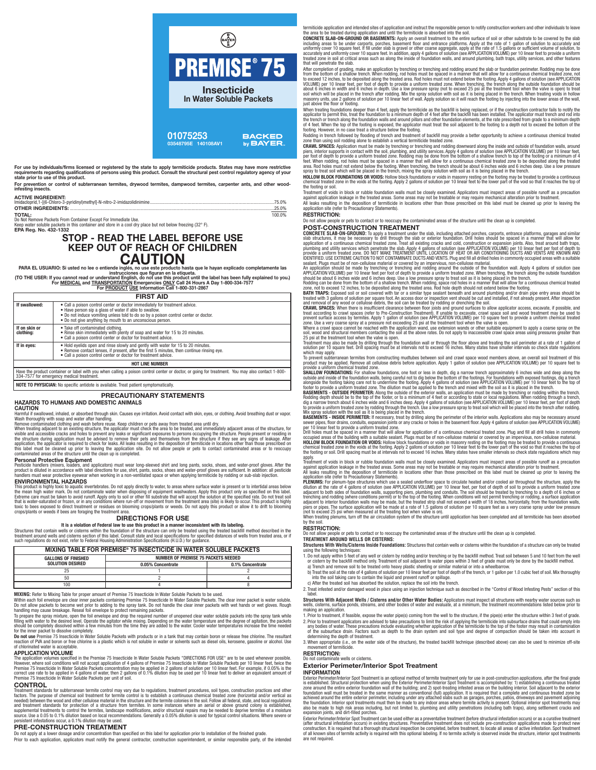# PREMISE® 75

## Insecticide
### In Water Soluble Packets

01075253
03548795E 140108AV1

BACKED by BAYER.

**For use by individuals/firms licensed or registered by the state to apply termiticide products. States may have more restrictive requirements regarding qualifications of persons using this product. Consult the structural pest control regulatory agency of your state prior to use of this product.**

**For prevention or control of subterranean termites, drywood termites, dampwood termites, carpenter ants, and other wood-infesting insects.**

**ACTIVE INGREDIENT:**
Imidacloprid,1-[(6-Chloro-3-pyridinyl)methyl]-N-nitro-2-imidazolidinimine....75.0%
**OTHER INGREDIENTS:**....25.0%
**TOTAL:**....100.0%

Do Not Remove Packets From Container Except For Immediate Use.
Keep water soluble packets in this container and store in a cool dry place but not below freezing (32° F).

**EPA Reg. No. 432-1332**

## STOP - READ THE LABEL BEFORE USE
## KEEP OUT OF REACH OF CHILDREN
# CAUTION

**PARA EL USUARIO: Si usted no lee o entiende inglés, no use este producto hasta que le hayan explicado completamente las instrucciones que figuran en la etiqueta.**
**(TO THE USER: If you cannot read or understand English, do not use this product until the label has been fully explained to you.)**
**For MEDICAL and TRANSPORTATION Emergencies ONLY Call 24 Hours A Day 1-800-334-7577**
**For PRODUCT USE Information Call 1-800-331-2867**

| FIRST AID | |
|---|---|
| **If swallowed:** | • Call a poison control center or doctor immediately for treatment advice.<br>• Have person sip a glass of water if able to swallow.<br>• Do not induce vomiting unless told to do so by a poison control center or doctor.<br>• Do not give anything by mouth to an unconscious person. |
| **If on skin or clothing:** | • Take off contaminated clothing.<br>• Rinse skin immediately with plenty of soap and water for 15 to 20 minutes.<br>• Call a poison control center or doctor for treatment advice. |
| **If in eyes:** | • Hold eyelids open and rinse slowly and gently with water for 15 to 20 minutes.<br>• Remove contact lenses, if present, after the first 5 minutes, then continue rinsing eye.<br>• Call a poison control center or doctor for treatment advice. |
| **HOT LINE NUMBER** | |
| Have the product container or label with you when calling a poison control center or doctor, or going for treatment. You may also contact 1-800-334-7577 for emergency medical treatment. | |
| **NOTE TO PHYSICIAN:** No specific antidote is available. Treat patient symptomatically. | |

## PRECAUTIONARY STATEMENTS

### HAZARDS TO HUMANS AND DOMESTIC ANIMALS
**CAUTION**

Harmful if swallowed, inhaled, or absorbed through skin. Causes eye irritation. Avoid contact with skin, eyes, or clothing. Avoid breathing dust or vapor. Wash thoroughly with soap and water after handling.

Remove contaminated clothing and wash before reuse. Keep children or pets away from treated area until dry.

When treating adjacent to an existing structure, the applicator must check the area to be treated, and immediately adjacent areas of the structure, for visible and accessible cracks and holes to prevent any leaks or significant exposures to persons occupying the structure. People present or residing in the structure during application must be advised to remove their pets and themselves from the structure if they see any signs of leakage. After application, the applicator is required to check for leaks. All leaks resulting in the deposition of termiticide in locations other than those prescribed on this label must be cleaned up prior to leaving the application site. Do not allow people or pets to contact contaminated areas or to reoccupy contaminated areas of the structure until the clean up is completed.

### Personal Protective Equipment
Pesticide handlers (mixers, loaders, and applicators) must wear long-sleeved shirt and long pants, socks, shoes, and water-proof gloves. After the product is diluted in accordance with label directions for use, shirt, pants, socks, shoes and water-proof gloves are sufficient. In addition: all pesticide handlers must wear protective eyewear when working in a non-ventilated space or when applying termiticide by rodding or sub-slab injection.

### ENVIRONMENTAL HAZARDS
This product is highly toxic to aquatic invertebrates. Do not apply directly to water, to areas where surface water is present or to intertidal areas below the mean high water mark. Do not contaminate water when disposing of equipment washwaters. Apply this product only as specified on this label. Extreme care must be taken to avoid runoff. Apply only to soil or other fill substrate that will accept the solution at the specified rate. Do not treat soil that is water-saturated or frozen, or in any conditions where run-off or movement from the treatment area (site) is likely to occur. This product is highly toxic to bees exposed to direct treatment or residues on blooming crops/plants or weeds. Do not apply this product or allow it to drift to blooming crops/plants or weeds if bees are foraging the treatment area.

## DIRECTIONS FOR USE

**It is a violation of Federal law to use this product in a manner inconsistent with its labeling.**

Structures that contain wells or cisterns within the foundation of the structure can only be treated using the treated backfill method described in the treatment around wells and cisterns section of this label. Consult state and local specifications for specified distances of wells from treated areas, or if such regulations do not exist, refer to Federal Housing Administration Specifications (H.U.D.) for guidance.

| MIXING TABLE FOR PREMISE® 75 INSECTICIDE IN WATER SOLUBLE PACKETS | | |
|---|---|---|
| **GALLONS OF FINISHED SOLUTION DESIRED** | **NUMBER OF PREMISE 75 PACKETS NEEDED** | |
| | **0.05% Concentrate** | **0.1% Concentrate** |
| 25 | 1 | 2 |
| 50 | 2 | 4 |
| 100 | 4 | 8 |

**MIXING:** Refer to Mixing Table for proper amount of Premise 75 Insecticide In Water Soluble Packets to be used.

Within each foil envelope are clear inner packets containing Premise 75 Insecticide In Water Soluble Packets. The clear inner packet is water soluble. Do not allow packets to become wet prior to adding to the spray tank. Do not handle the clear inner packets with wet hands or wet gloves. Rough handling may cause breakage. Reseal foil envelope to protect remaining packets.

To prepare the spray mixture, open the foil envelope and drop the required number of unopened clear water soluble packets into the spray tank while filling with water to the desired level. Operate the agitator while mixing. Depending on the water temperature and the degree of agitation, the packets should be completely dissolved within a few minutes from the time they are added to the water. Cooler water temperatures increase the time needed for the inner packet to dissolve completely.

**Do not use** Premise 75 Insecticide In Water Soluble Packets with products or in a tank that may contain boron or release free chlorine. The resultant reaction of PVA and boron or free chlorine is a plastic which is not soluble in water or solvents such as diesel oils, kerosene, gasoline or alcohol. Use of chlorinated water is acceptable.

### APPLICATION VOLUME
The application volumes specified in the Premise 75 Insecticide In Water Soluble Packets "DIRECTIONS FOR USE" are to be used whenever possible. However, where soil conditions will not accept application of 4 gallons of Premise 75 Insecticide In Water Soluble Packets per 10 linear feet, twice the Premise 75 Insecticide In Water Soluble Packets concentration may be applied in 2 gallons of solution per 10 linear feet. For example, if 0.05% is the correct use rate to be applied in 4 gallons of water, then 2 gallons of 0.1% dilution may be used per 10 linear feet to deliver an equivalent amount of Premise 75 Insecticide In Water Soluble Packets per unit of soil.

### CONTROL
Treatment standards for subterranean termite control may vary due to regulations, treatment procedures, soil types, construction practices and other factors. The purpose of chemical soil treatment for termite control is to establish a continuous chemical treated zone (horizontal and/or vertical as needed) between the wood and other cellulose material in the structure and the termite colonies in the soil. Follow all federal, state, and local regulations and treatment standards for protection of a structure from termites. In some instances where an aerial or above ground colony is established, supplemental treatments to control the termites, landscape modifications, and/or structural repairs may be needed to deprive termites of a moisture source. Use a 0.05 to 0.1% dilution based on local recommendations. Generally a 0.05% dilution is used for typical control situations. Where severe or persistent infestations occur, a 0.1% dilution may be used.

### PRE-CONSTRUCTION TREATMENT
Do not apply at a lower dosage and/or concentration than specified on this label for application prior to installation of the finished grade.

Prior to each application, applicators must notify the general contractor, construction superintendent, or similar responsible party, of the intended termiticide application and intended sites of application and instruct the responsible person to notify construction workers and other individuals to leave the area to be treated during application and until the termiticide is absorbed into the soil.

**CONCRETE SLAB-ON-GROUND OR BASEMENTS:** Apply an overall treatment to the entire surface of soil or other substrate to be covered by the slab including areas to be under carports, porches, basement floor and entrance platforms. Apply at the rate of 1 gallon of solution to accurately and uniformly cover 10 square feet. If fill under slab is gravel or other coarse aggregate, apply at the rate of 1.5 gallons or sufficient volume of solution, to accurately and uniformly cover 10 square feet. In addition, apply 4 gallons of solution (see APPLICATION VOLUME) per 10 linear feet to provide a uniform treated zone in soil at critical areas such as along the inside of foundation walls, and around plumbing, bath traps, utility services, and other features that will penetrate the slab.

After completion of grading, make an application by trenching or trenching and rodding around the slab or foundation perimeter. Rodding may be done from the bottom of a shallow trench. When rodding, rod holes must be spaced in a manner that will allow for a continuous chemical treated zone, not to exceed 12 inches, to be deposited along the treated area. Rod holes must not extend below the footing. Apply 4 gallons of solution (see APPLICATION VOLUME) per 10 linear feet, per foot of depth to provide a uniform treated zone. When trenching, the trench along the outside foundation should be about 6 inches in width and 6 inches in depth. Use a low pressure spray (not to exceed 25 psi at the treatment tool when the valve is open) to treat soil which will be placed in the trench after rodding. Mix the spray solution with soil as it is being placed in the trench. When treating voids in hollow masonry units, use 2 gallons of solution per 10 linear feet of wall. Apply solution so it will reach the footing by injecting into the lower areas of the wall, just above the floor or footing.

When treating foundations deeper than 4 feet, apply the termiticide as the backfill is being replaced, or if the construction contractor fails to notify the applicator to permit this, treat the foundation to a minimum depth of 4 feet after the backfill has been installed. The applicator must trench and rod into the trench or trench along the foundation walls and around pillars and other foundation elements, at the rate prescribed from grade to a minimum depth of 4 feet. When the top of the footing is exposed, the applicator must treat the soil adjacent to the footing to a depth not to exceed the bottom of the footing. However, in no case treat a structure below the footing.

Rodding in trench followed by flooding of trench and treatment of backfill may provide a better opportunity to achieve a continuous chemical treated zone than using soil rodding alone to establish a vertical termiticide treated zone.

**CRAWL SPACES:** Application must be made by trenching or trenching and rodding downward along the inside and outside of foundation walls, around piers, interior supports in contact with the soil, plumbing, and utility services. Apply 4 gallons of solution (see APPLICATION VOLUME) per 10 linear feet, per foot of depth to provide a uniform treated zone. Rodding may be done from the bottom of a shallow trench to the top of the footing or a minimum of 4 feet. When rodding, rod holes must be spaced in a manner that will allow for a continuous chemical treated zone to be deposited along the treated area. Rod holes must not extend below the footing. When trenching, the trench should be about 6 inches wide and 6 inches deep. Use a low pressure spray to treat soil which will be placed in the trench, mixing the spray solution with soil as it is being placed in the trench.

**HOLLOW BLOCK FOUNDATIONS OR VOIDS:** Hollow block foundations or voids in masonry resting on the footing may be treated to provide a continuous chemical treated zone in the voids at the footing. Apply 2 gallons of solution per 10 linear feet to the lower part of the void so that it reaches the top of the footing or soil.

Treatment of voids in block or rubble foundation walls must be closely examined. Applicators must inspect areas of possible runoff as a precaution against application leakage in the treated areas. Some areas may not be treatable or may require mechanical alteration prior to treatment.

All leaks resulting in the deposition of termiticide in locations other than those prescribed on this label must be cleaned up prior to leaving the application site (refer to Precautionary Statements).

**RESTRICTION:**
Do not allow people or pets to contact or to reoccupy the contaminated areas of the structure until the clean up is completed.

### POST-CONSTRUCTION TREATMENT
**CONCRETE SLAB-ON-GROUND:** To apply a treatment under the slab, including attached porches, carports, entrance platforms, garages and similar slab structures, it may be necessary to drill through the slab or exterior foundation. Drill holes should be spaced in a manner that will allow for application of a continuous chemical treated zone. Treat all existing cracks and cold, construction or expansion joints. Also, treat around bath traps, plumbing and utility services which penetrate the slab. Apply 4 gallons of solution (see APPLICATION VOLUME) per 10 linear feet per foot of depth to provide a uniform treated zone. DO NOT MAKE TREATMENT UNTIL LOCATION OF HEAT OR AIR CONDITIONING DUCTS AND VENTS ARE KNOWN AND IDENTIFIED. USE EXTREME CAUTION TO NOT CONTAMINATE DUCTS AND VENTS. Plug and fill all drilled holes in commonly occupied areas with a suitable sealant. Plugs must be of non-cellulose material or covered by an impervious, non-cellulose material.

An application should be made by trenching or trenching and rodding around the outside of the foundation wall. Apply 4 gallons of solution (see APPLICATION VOLUME) per 10 linear feet per foot of depth to provide a uniform treated zone. When trenching, the trench along the outside foundation should be about 6 inches wide and 6 inches deep. Use a low pressure spray to treat soil as it is being placed in the trench.

Rodding can be done from the bottom of a shallow trench. When rodding, space rod holes in a manner that will allow for a continuous chemical treated zone, not to exceed 12 inches, to be deposited along the treated area. Rod hole depth should not extend below the footing.

**BATH TRAPS:** Exposed soil or soil covered with tar or a similar type sealant beneath and around plumbing and/or drain pipe entry areas should be treated with 3 gallons of solution per square foot. An access door or inspection vent should be cut and installed, if not already present. After inspection and removal of any wood or cellulose debris, the soil can be treated by rodding or drenching the soil.

**CRAWL SPACES:** Where there is insufficient clearance between floor joists and ground surfaces to allow applicator access, excavate, if possible, and treat according to crawl spaces (refer to Pre-Construction Treatment). If unable to excavate, crawl space soil and wood treatment may be used to prevent surface access by termites. Apply 1 gallon of solution (see APPLICATION VOLUME) per 10 square feet to provide a uniform chemical treated zone. Use a very coarse spray at a pressure not exceeding 25 psi at the treatment tool when the valve is open.

Where a crawl space cannot be reached with the application wand, use extension wands or other suitable equipment to apply a coarse spray on the soil, wood and structural members contacting the soil at the above rates. Do not apply to inaccessible crawl space areas using pressures greater than 25 psi at the treatment tool when the valve is open.

Treatment may also be made by drilling through the foundation wall or through the floor above and treating the soil perimeter at a rate of 1 gallon of solution per 10 square feet. Drill spacing must be at intervals not to exceed 16 inches. Many states have smaller intervals so check state regulations which may apply.

To prevent subterranean termites from constructing mudtubes between soil and crawl space wood members above, an overall soil treatment of this product may be applied. Remove all cellulose debris before application. Apply 1 gallon of solution (see APPLICATION VOLUME) per 10 square feet to provide a uniform chemical treated zone.

**SHALLOW FOUNDATIONS:** For shallow foundations, one foot or less in depth, dig a narrow trench approximately 6 inches wide and deep along the outside and inside of the foundation walls, being careful not to dig below the bottom of the footings. For foundations with exposed footings, dig a trench alongside the footing taking care not to undermine the footing. Apply 4 gallons of solution (see APPLICATION VOLUME) per 10 linear feet to the top of footer to provide a uniform treated zone. The dilution must be applied to the trench and mixed with the soil as it is placed in the trench.

**BASEMENTS - OUTSIDE PERIMETER:** Along the outside of the exterior walls, an application must be made by trenching or rodding within the trench. Rodding depth should be to the top of the footer, or to a minimum of 4 feet or according to state or local regulations. When rodding through a trench, dig a narrow trench about 6 inches wide and 6 inches deep. Apply 4 gallons of solution (see APPLICATION VOLUME) per 10 linear feet, per foot of depth to provide a uniform treated zone by rodding through the trench. Use a low pressure spray to treat soil which will be placed into the trench after rodding. Mix spray solution with the soil as it is being placed in the trench.

**BASEMENTS - INSIDE PERIMETER:** If necessary, treat by drilling along the perimeter of the interior walls. Applications also may be necessary around sewer pipes, floor drains, conduits, expansion joints or any cracks or holes in the basement floor. Apply 4 gallons of solution (see APPLICATION VOLUME) per 10 linear feet to provide a uniform treated zone.

Drill holes must be spaced in a manner that will allow for application of a continuous chemical treated zone. Plug and fill all drill holes in commonly occupied areas of the building with a suitable sealant. Plugs must be of non-cellulose material or covered by an impervious, non-cellulose material.

**HOLLOW BLOCK FOUNDATION OR VOIDS:** Hollow block foundations or voids in masonry resting on the footing may be treated to provide a continuous chemical treated zone in the voids at the footing. Apply 2 gallons of solution per 10 linear feet to the lower part of the void so that it reaches the top of the footing or soil. Drill spacing must be at intervals not to exceed 16 inches. Many states have smaller intervals so check state regulations which may apply.

Treatment of voids in block or rubble foundation walls must be closely examined. Applicators must inspect areas of possible runoff as a precaution against application leakage in the treated areas. Some areas may not be treatable or may require mechanical alteration prior to treatment.

All leaks resulting in the deposition of termiticide in locations other than those prescribed on this label must be cleaned up prior to leaving the application site (refer to Precautionary Statements).

**PLENUMS:** For plenum-type structures which use a sealed underfloor space to circulate heated and/or cooled air throughout the structure, apply the dilution at the rate of 4 gallons of solution (see APPLICATION VOLUME) per 10 linear feet, per foot of depth of soil to provide a uniform treated zone adjacent to both sides of foundation walls, supporting piers, plumbing and conduits. The soil should be treated by trenching to a depth of 6 inches or trenching and rodding (where conditions permit) or to the top of the footing. When conditions will not permit trenching or rodding, a surface application adjacent to interior foundation walls may be made, but the treated strip shall not exceed a width of 18 inches, horizontally, from the foundation walls, piers or pipes. The surface application will be made at a rate of 1.5 gallons of solution per 10 square feet as a very coarse spray under low pressure (not to exceed 25 psi when measured at the treating tool when valve is on).

When treating plenums, turn off the air circulation system of the structure until application has been completed and all termiticide has been absorbed by the soil.

**RESTRICTION:**
Do not allow people or pets to contact or to reoccupy the contaminated areas of the structure until the clean up is completed.

**TREATMENT AROUND WELLS OR CISTERNS:**
**Structures With Wells/Cisterns Inside Foundations:** Structures that contain wells or cisterns within the foundation of a structure can only be treated using the following techniques:

1. Do not apply within 5 feet of any well or cistern by rodding and/or trenching or by the backfill method. Treat soil between 5 and 10 feet from the well or cistern by the backfill method only. Treatment of soil adjacent to water pipes within 3 feet of grade must only be done by the backfill method.
   a) Trench and remove soil to be treated onto heavy plastic sheeting or similar material or into a wheelbarrow.
   b) Treat the soil at the rate of 4 gallons of solution per 10 linear feet per foot of depth of the trench, or 1 gallon per 1.0 cubic feet of soil. Mix thoroughly into the soil taking care to contain the liquid and prevent runoff or spillage.
   c) After the treated soil has absorbed the solution, replace the soil into the trench.
2. Treat infested and/or damaged wood in place using an injection technique such as described in the "Control of Wood Infesting Pests" section of this label.

**Structures With Adjacent Wells / Cisterns and/or Other Water Bodies:** Applicators must inspect all structures with nearby water sources such as wells, cisterns, surface ponds, streams, and other bodies of water and evaluate, at a minimum, the treatment recommendations listed below prior to making an application.

1. Prior to treatment, if feasible, expose the water pipe(s) coming from the well to the structure, if the pipe(s) enter the structure within 3 feet of grade.
2. Prior to treatment applicators are advised to take precautions to limit the risk of applying the termiticide into subsurface drains that could empty into any bodies of water. These precautions include evaluating whether application of the termiticide to the top of the footer may result in contamination of the subsurface drain. Factors such as depth to the drain system and soil type and degree of compaction should be taken into account in determining the depth of treatment.
3. When appropriate (i.e., on the water side of the structure), the treated backfill technique (described above) can also be used to minimize off-site movement of termiticide.

**RESTRICTION:**
Do not contaminate wells or cisterns.

### Exterior Perimeter/Interior Spot Treatment
**INFORMATION**

Exterior Perimeter/Interior Spot Treatment is an optional method of termite treatment only for use in post-construction applications, after the final grade is established. Structural protection when using the Exterior Perimeter/Interior Spot Treatment is accomplished by: 1) establishing a continuous treated zone around the entire exterior foundation wall of the building; and 2) spot-treating infested areas on the building interior. Soil adjacent to the exterior foundation wall must be treated in the same manner as conventional (full) application. It is required that a complete and continuous treated zone be achieved around the entire exterior perimeter, including under any attached slabs such as garages, porches, patios, driveways and pavement adjoining the foundation. Interior spot treatments must then be made to any indoor areas where termite activity is present. Optional interior spot treatments may also be made to high risk areas including, but not limited to, plumbing and utility penetrations (including bath traps), along settlement cracks and expansion joints, and dirt-filled porches.

Exterior Perimeter/Interior Spot Treatment can be used either as a preventative treatment (before structural infestation occurs) or as a curative treatment (after structural infestation occurs) in existing structures. Preventative treatment does not include pre-construction applications made to protect new construction. It is required that a thorough structural inspection be completed, before treatment, to locate all areas of active infestation. Spot treatment of all known sites of termite activity is required with this optional labeling. If no termite activity is observed inside the structure, interior spot treatments are not required.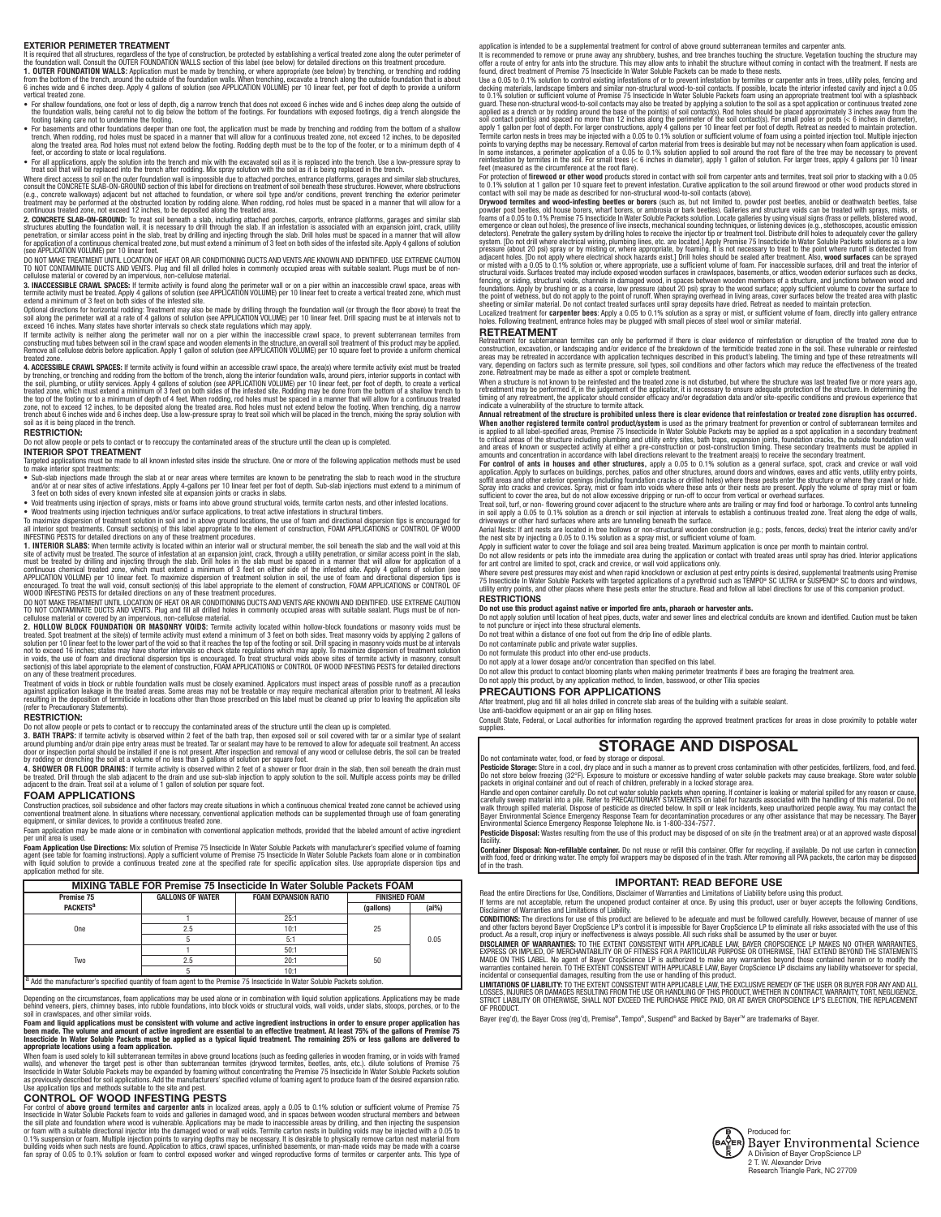## EXTERIOR PERIMETER TREATMENT

It is required that all structures, regardless of the type of construction, be protected by establishing a vertical treated zone along the outer perimeter of the foundation wall. Consult the OUTER FOUNDATION WALLS section of this label (see below) for detailed directions on this treatment procedure.

**1. OUTER FOUNDATION WALLS:** Application must be made by trenching, or where appropriate (see below) by trenching, or trenching and rodding from the bottom of the trench, around the outside of the foundation walls. When trenching, excavate a trench along the outside foundation that is about 6 inches wide and 6 inches deep. Apply 4 gallons of solution (see APPLICATION VOLUME) per 10 linear feet, per foot of depth to provide a uniform vertical treated zone.

- For shallow foundations, one foot or less of depth, dig a narrow trench that does not exceed 6 inches wide and 6 inches deep along the outside of the foundation walls, being careful not to dig below the bottom of the footings. For foundations with exposed footings, dig a trench alongside the footing taking care not to undermine the footing.
- For basements and other foundations deeper than one foot, the application must be made by trenching and rodding from a bottom of a shallow trench. When rodding, rod holes must be spaced in a manner that will allow for a continuous treated zone, not exceed 12 inches, to be deposited along the treated area. Rod holes must not extend below the footing. Rodding depth must be to the top of the footer, or to a minimum depth of 4 feet, or according to state or local regulations.
- For all applications, apply the solution into the trench and mix with the excavated soil as it is replaced into the trench. Use a low-pressure spray to treat soil that will be replaced in the trench after rodding. Mix spray solution with the soil as it is being replaced in the trench.

Where direct access to soil on the outer foundation wall is impossible due to attached porches, entrance platforms, garages and similar slab structures, consult the CONCRETE SLAB-ON-GROUND section of this label for directions on treatment of soil beneath these structures. However, where obstructions (e.g., concrete walkways) adjacent but not attached to foundation, or where soil type and/or conditions, prevent trenching the exterior perimeter treatment may be performed at the obstructed location by rodding alone. When rodding, rod holes must be spaced in a manner that will allow for a continuous treated zone, not exceed 12 inches, to be deposited along the treated area.

**2. CONCRETE SLAB-ON-GROUND:** To treat soil beneath a slab, including attached porches, carports, entrance platforms, garages and similar slab structures abutting the foundation wall, it is necessary to drill through the slab. If an infestation is associated with an expansion joint, crack, utility penetration, or similar access point in the slab, treat by drilling and injecting through the slab. Drill holes must be spaced in a manner that will allow for application of a continuous chemical treated zone, but must extend a minimum of 3 feet on both sides of the infested site. Apply 4 gallons of solution (see APPLICATION VOLUME) per 10 linear feet.

DO NOT MAKE TREATMENT UNTIL LOCATION OF HEAT OR AIR CONDITIONING DUCTS AND VENTS ARE KNOWN AND IDENTIFIED. USE EXTREME CAUTION TO NOT CONTAMINATE DUCTS AND VENTS. Plug and fill all drilled holes in commonly occupied areas with suitable sealant. Plugs must be of non-cellulose material or covered by an impervious, non-cellulose material.

**3. INACCESSIBLE CRAWL SPACES:** If termite activity is found along the perimeter wall or on a pier within an inaccessible crawl space, areas with termite activity must be treated. Apply 4 gallons of solution (see APPLICATION VOLUME) per 10 linear feet to create a vertical treated zone, which must extend a minimum of 3 feet on both sides of the infested site.

Optional directions for horizontal rodding: Treatment may also be made by drilling through the foundation wall (or through the floor above) to treat the soil along the perimeter wall at a rate of 4 gallons of solution (see APPLICATION VOLUME) per 10 linear feet. Drill spacing must be at intervals not to exceed 16 inches. Many states have shorter intervals so check state regulations which may apply.

If termite activity is neither along the perimeter wall nor on a pier within the inaccessible crawl space, to prevent subterranean termites from constructing mud tubes between soil in the crawl space and wooden elements in the structure, an overall soil treatment of this product may be applied. Remove all cellulose debris before application. Apply 1 gallon of solution (see APPLICATION VOLUME) per 10 square feet to provide a uniform chemical treated zone.

**4. ACCESSIBLE CRAWL SPACES:** If termite activity is found within an accessible crawl space, the area(s) where termite activity exist must be treated by trenching, or trenching and rodding from the bottom of the trench, along the interior foundation walls, around piers, interior supports in contact with the soil, plumbing, or utility services. Apply 4 gallons of solution (see APPLICATION VOLUME) per 10 linear feet, per foot of depth, to create a vertical treated zone, which must extend a minimum of 3 feet on both sides of the infested site. Rodding may be done from the bottom of a shallow trench to the top of the footing or to a minimum of depth of 4 feet. When rodding, rod holes must be spaced in a manner that will allow for a continuous treated zone, not exceed 12 inches, to be deposited along the treated area. Rod holes must not extend below the footing. When trenching, dig a narrow trench about 6 inches wide and 6 inches deep. Use a low-pressure spray to treat soil which will be placed in the trench, mixing the spray solution with soil as it is being placed in the trench.

### RESTRICTION:

Do not allow people or pets to contact or to reoccupy the contaminated areas of the structure until the clean up is completed.

## INTERIOR SPOT TREATMENT

Targeted applications must be made to all known infested sites inside the structure. One or more of the following application methods must be used to make interior spot treatments:

- Sub-slab injections made through the slab at or near areas where termites are known to be penetrating the slab to reach wood in the structure and/or at or near sites of active infestations. Apply 4-gallons per 10 linear feet per foot of depth. Sub-slab injections must extend to a minimum of 3 feet on both sides of every known infested site at expansion joints or cracks in slabs.
- Void treatments using injection of sprays, mists or foams into above ground structural voids, termite carton nests, and other infested locations.
- Wood treatments using injection techniques and/or surface applications, to treat active infestations in structural timbers.

To maximize dispersion of treatment solution in soil and in above ground locations, the use of foam and directional dispersion tips is encouraged for all interior spot treatments. Consult section(s) of this label appropriate to the element of construction, FOAM APPLICATIONS or CONTROL OF WOOD INFESTING PESTS for detailed directions on any of these treatment procedures.

**1. INTERIOR SLABS:** When termite activity is located within an interior wall or structural member, the soil beneath the slab and the wall void at this site of activity must be treated. The source of infestation at an expansion joint, crack, through a utility penetration, or similar access point in the slab, must be treated by drilling and injecting through the slab. Drill holes in the slab must be spaced in a manner that will allow for application of a continuous chemical treated zone, which must extend a minimum of 3 feet on either side of the infested site. Apply 4 gallons of solution (see APPLICATION VOLUME) per 10 linear feet. To maximize dispersion of treatment solution in soil, the use of foam and directional dispersion tips is encouraged. To treat the wall void, consult section(s) of this label appropriate to the element of construction, FOAM APPLICATIONS or CONTROL OF WOOD INFESTING PESTS for detailed directions on any of these treatment procedures.

DO NOT MAKE TREATMENT UNTIL LOCATION OF HEAT OR AIR CONDITIONING DUCTS AND VENTS ARE KNOWN AND IDENTIFIED. USE EXTREME CAUTION TO NOT CONTAMINATE DUCTS AND VENTS. Plug and fill all drilled holes in commonly occupied areas with suitable sealant. Plugs must be of non-cellulose material or covered by an impervious, non-cellulose material.

**2. HOLLOW BLOCK FOUNDATION OR MASONRY VOIDS:** Termite activity located within hollow-block foundations or masonry voids must be treated. Spot treatment at the site(s) of termite activity must extend a minimum of 3 feet on both sides. Treat masonry voids by applying 2 gallons of solution per 10 linear feet to the lower part of the void so that it reaches the top of the footing or soil. Drill spacing in masonry voids must be at intervals not to exceed 16 inches; states may have shorter intervals so check state regulations which may apply. To maximize dispersion of treatment solution in voids, the use of foam and directional dispersion tips is encouraged. To treat structural voids above sites of termite activity in masonry, consult section(s) of this label appropriate to the element of construction, FOAM APPLICATIONS or CONTROL OF WOOD INFESTING PESTS for detailed directions on any of these treatment procedures.

Treatment of voids in block or rubble foundation walls must be closely examined. Applicators must inspect areas of possible runoff as a precaution against application leakage in the treated areas. Some areas may not be treatable or may require mechanical alteration prior to treatment. All leaks resulting in the deposition of termiticide in locations other than those prescribed on this label must be cleaned up prior to leaving the application site (refer to Precautionary Statements).

### RESTRICTION:

Do not allow people or pets to contact or to reoccupy the contaminated areas of the structure until the clean up is completed.

**3. BATH TRAPS:** If termite activity is observed within 2 feet of the bath trap, then exposed soil or soil covered with tar or a similar type of sealant around plumbing and/or drain pipe entry areas must be treated. Tar or sealant may have to be removed to allow for adequate soil treatment. An access door or inspection portal should be installed if one is not present. After inspection and removal of any wood or cellulose debris, the soil can be treated by rodding or trenching the soil at a volume of no less than 3 gallons of solution per square foot.

**4. SHOWER OR FLOOR DRAINS:** If termite activity is observed within 2 feet of a shower or floor drain in the slab, then soil beneath the drain must be treated. Drill through the slab adjacent to the drain and use sub-slab injection to apply solution to the soil. Multiple access points may be drilled adjacent to the drain. Treat soil at a volume of 1 gallon of solution per square foot.

## FOAM APPLICATIONS

Construction practices, soil subsidence and other factors may create situations in which a continuous chemical treated zone cannot be achieved using conventional treatment alone. In situations where necessary, conventional application methods can be supplemented through use of foam generating equipment, or similar devices, to provide a continuous treated zone.

Foam application may be made alone or in combination with conventional application methods, provided that the labeled amount of active ingredient per unit area is used.

**Foam Application Use Directions:** Mix solution of Premise 75 Insecticide In Water Soluble Packets with manufacturer's specified volume of foaming agent (see table for foaming instructions). Apply a sufficient volume of Premise 75 Insecticide In Water Soluble Packets foam alone or in combination with liquid solution to provide a continuous treated zone at the specified rate for specific application sites. Use appropriate dispersion tips and application method for site.

**MIXING TABLE FOR Premise 75 Insecticide In Water Soluble Packets FOAM**

| Premise 75 PACKETS[a] | GALLONS OF WATER | FOAM EXPANSION RATIO | FINISHED FOAM | |
|---|---|---|---|---|
| | | | (gallons) | (ai%) |
| One | 1 | 25:1 | 25 | 0.05 |
| | 2.5 | 10:1 | | |
| | 5 | 5:1 | | |
| Two | 1 | 50:1 | 50 | |
| | 2.5 | 20:1 | | |
| | 5 | 10:1 | | |

[a] Add the manufacturer's specified quantity of foam agent to the Premise 75 Insecticide In Water Soluble Packets solution.

Depending on the circumstances, foam applications may be used alone or in combination with liquid solution applications. Applications may be made behind veneers, piers, chimney bases, into rubble foundations, into block voids or structural voids, wall voids, under slabs, stoops, porches, or to the soil in crawlspaces, and other similar voids.

**Foam and liquid applications must be consistent with volume and active ingredient instructions in order to ensure proper application has been made. The volume and amount of active ingredient are essential to an effective treatment. At least 75% of the gallons of Premise 75 Insecticide In Water Soluble Packets must be applied as a typical liquid treatment. The remaining 25% or less gallons are delivered to appropriate locations using a foam application.**

When foam is used solely to kill subterranean termites in above ground locations (such as feeding galleries in wooden framing, or in voids with framed walls), and whenever the target pest is other than subterranean termites (drywood termites, beetles, ants, etc.), dilute solutions of Premise 75 Insecticide In Water Soluble Packets may be expanded by foaming without concentrating the Premise 75 Insecticide In Water Soluble Packets solution as previously described for soil applications. Add the manufacturers' specified volume of foaming agent to produce foam of the desired expansion ratio. Use application tips and methods suitable to the site and pest.

## CONTROL OF WOOD INFESTING PESTS

For control of **above ground termites and carpenter ants** in localized areas, apply a 0.05 to 0.1% solution or sufficient volume of Premise 75 Insecticide In Water Soluble Packets foam to voids and galleries in damaged wood, and in spaces between wooden structural members and between the sill plate and foundation where wood is vulnerable. Applications may be made to inaccessible areas by drilling, and then injecting the suspension or foam with a suitable directional injector into the damaged wood or wall voids. Termite carton nests in building voids may be injected with a 0.05 to 0.1% suspension or foam. Multiple injection points to varying depths may be necessary. It is desirable to physically remove carton nest material from building voids when such nests are found. Application to attics, crawl spaces, unfinished basements, or man-made voids may be made with a coarse fan spray of 0.05 to 0.1% solution or foam to control exposed worker and winged reproductive forms of termites or carpenter ants. This type of application is intended to be a supplemental treatment for control of above ground subterranean termites and carpenter ants.

It is recommended to remove or prune away any shrubbery, bushes, and tree branches touching the structure. Vegetation touching the structure may offer a route of entry for ants into the structure. This may allow ants to inhabit the structure without coming in contact with the treatment. If nests are found, direct treatment of Premise 75 Insecticide In Water Soluble Packets can be made to these nests.

Use a 0.05 to 0.1% solution to control existing infestations of or to prevent infestation by termites or carpenter ants in trees, utility poles, fencing and decking materials, landscape timbers and similar non-structural wood-to-soil contacts. If possible, locate the interior infested cavity and inject a 0.05 to 0.1% solution or sufficient volume of Premise 75 Insecticide In Water Soluble Packets foam using an appropriate treatment tool with a splashback guard. These non-structural wood-to-soil contacts may also be treated by applying a solution to the soil as a spot application or continuous treated zone applied as a drench or by rodding around the base of the point(s) of soil contact(s). Rod holes should be placed approximately 3 inches away from the soil contact point(s) and spaced no more than 12 inches along the perimeter of the soil contact(s). For small poles or posts (< 6 inches in diameter), apply 1 gallon per foot of depth. For larger constructions, apply 4 gallons per 10 linear feet per foot of depth. Retreat as needed to maintain protection. Termite carton nests in trees may be injected with a 0.05 to 0.1% solution or sufficient volume of foam using a pointed injection tool. Multiple injection points to varying depths may be necessary. Removal of carton material from trees is desirable but may not be necessary when foam application is used. In some instances, a perimeter application of a 0.05 to 0.1% solution applied to soil around the root flare of the tree may be necessary to prevent reinfestation by termites in the soil. For small trees (< 6 inches in diameter), apply 1 gallon of solution. For larger trees, apply 4 gallons per 10 linear feet (measured as the circumference at the root flare).

For protection of **firewood or other wood** products stored in contact with soil from carpenter ants and termites, treat soil prior to stacking with a 0.05 to 0.1% solution at 1 gallon per 10 square feet to prevent infestation. Curative application to the soil around firewood or other wood products stored in contact with soil may be made as described for non-structural wood-to-soil contacts (above).

**Drywood termites and wood-infesting beetles or borers** (such as, but not limited to, powder post beetles, anobiid or deathwatch beetles, false powder post beetles, old house borers, wharf borers, or ambrosia or bark beetles). Galleries and structure voids can be treated with sprays, mists, or foams of a 0.05 to 0.1% Premise 75 Insecticide In Water Soluble Packets solution. Locate galleries by using visual signs (frass or pellets, blistered wood, emergence or clean out holes), the presence of live insects, mechanical sounding techniques, or listening devices (e.g., stethoscopes, acoustic emission detectors). Penetrate the gallery system by drilling holes to receive the injector tip or treatment tool. Distribute drill holes to adequately cover the gallery system. [Do not drill where electrical wiring, plumbing lines, etc. are located.] Apply Premise 75 Insecticide In Water Soluble Packets solutions as a low pressure (about 20 psi) spray or by misting or, where appropriate, by foaming. It is not necessary to treat to the point where runoff is detected from adjacent holes. [Do not apply where electrical shock hazards exist.] Drill holes should be sealed after treatment. Also, **wood surfaces** can be sprayed or misted with a 0.05 to 0.1% solution or, where appropriate, use a sufficient volume of foam. For inaccessible surfaces, drill and treat the interior of structural voids. Surfaces treated may include exposed wooden surfaces in crawlspaces, basements, or attics, wooden exterior surfaces such as decks, fencing, or siding, structural voids, channels in damaged wood, in spaces between wooden members of a structure, and junctions between wood and foundations. Apply by brushing or as a coarse, low pressure (about 20 psi) spray to the wood surface; apply sufficient volume to cover the surface to the point of wetness, but do not apply to the point of runoff. When spraying overhead in living areas, cover surfaces below the treated area with plastic sheeting or similar material. Do not contact treated surfaces until spray deposits have dried. Retreat as needed to maintain protection.

Localized treatment for **carpenter bees**: Apply a 0.05 to 0.1% solution as a spray or mist, or sufficient volume of foam, directly into gallery entrance holes. Following treatment, entrance holes may be plugged with small pieces of steel wool or similar material.

## RETREATMENT

Retreatment for subterranean termites can only be performed if there is clear evidence of reinfestation or disruption of the treated zone due to construction, excavation, or landscaping and/or evidence of the breakdown of the termiticide treated zone in the soil. These vulnerable or reinfested areas may be retreated in accordance with application techniques described in this product's labeling. The timing and type of these retreatments will vary, depending on factors such as termite pressure, soil types, soil conditions and other factors which may reduce the effectiveness of the treated zone. Retreatment may be made as either a spot or complete treatment.

When a structure is not known to be reinfested and the treated zone is not disturbed, but where the structure was last treated five or more years ago, retreatment may be performed if, in the judgement of the applicator, it is necessary to ensure adequate protection of the structure. In determining the timing of any retreatment, the applicator should consider efficacy and/or degradation data and/or site-specific conditions and previous experience that indicate a vulnerability of the structure to termite attack.

**Annual retreatment of the structure is prohibited unless there is clear evidence that reinfestation or treated zone disruption has occurred.**

**When another registered termite control product/system** is used as the primary treatment for prevention or control of subterranean termites and is applied to all label-specified areas, Premise 75 Insecticide In Water Soluble Packets may be applied as a spot application in a secondary treatment to critical areas of the structure including plumbing and utility entry sites, bath traps, expansion joints, foundation cracks, the outside foundation wall and areas of known or suspected activity at either a pre-construction or post-construction timing. These secondary treatments must be applied in amounts and concentration in accordance with label directions relevant to the treatment area(s) to receive the secondary treatment.

**For control of ants in houses and other structures**, apply a 0.05 to 0.1% solution as a general surface, spot, crack and crevice or wall void application. Apply to surfaces on buildings, porches, patios and other structures, around doors and windows, eaves and attic vents, utility entry points, soffit areas and other exterior openings (including foundation cracks or drilled holes) where these pests enter the structure or where they crawl or hide. Spray into cracks and crevices. Spray, mist or foam into voids where these pests or their nests are present. Apply the volume of spray mist or foam sufficient to cover the area, but do not allow excessive dripping or run-off to occur from vertical or overhead surfaces.

Treat soil, turf, or non- flowering ground cover adjacent to the structure where ants are trailing or may find food or harborage. To control ants tunneling in soil apply a 0.05 to 0.1% solution as a drench or soil injection at intervals to establish a continuous treated zone. Treat along the edge of walls, driveways or other hard surfaces where ants are tunneling beneath the surface.

Aerial Nests: If ant nests are located in tree hollows or non-structural wooden construction (e.g.; posts, fences, decks) treat the interior cavity and/or the nest site by injecting a 0.05 to 0.1% solution as a spray mist, or sufficient volume of foam.

Apply in sufficient water to cover the foliage and soil area being treated. Maximum application is once per month to maintain control.

Do not allow residents or pets into the immediate area during the application or contact with treated areas until spray has dried. Interior applications for ant control are limited to spot, crack and crevice, or wall void applications only.

Where severe pest pressures may exist and when rapid knockdown or exclusion at pest entry points is desired, supplemental treatments using Premise 75 Insecticide In Water Soluble Packets with targeted applications of a pyrethroid such as TEMPO® SC ULTRA or SUSPEND® SC to doors and windows, utility entry points, and other places where these pests enter the structure. Read and follow all label directions for use of this companion product.

### RESTRICTIONS

**Do not use this product against native or imported fire ants, pharaoh or harvester ants.**

Do not apply solution until location of heat pipes, ducts, water and sewer lines and electrical conduits are known and identified. Caution must be taken to not puncture or inject into these structural elements.

Do not treat within a distance of one foot out from the drip line of edible plants.

Do not contaminate public and private water supplies.

Do not formulate this product into other end-use products.

Do not apply at a lower dosage and/or concentration than specified on this label.

Do not allow this product to contact blooming plants when making perimeter treatments if bees are foraging the treatment area.

Do not apply this product, by any application method, to linden, basswood, or other Tilia species

## PRECAUTIONS FOR APPLICATIONS

After treatment, plug and fill all holes drilled in concrete slab areas of the building with a suitable sealant.

Use anti-backflow equipment or an air gap on filling hoses.

Consult State, Federal, or Local authorities for information regarding the approved treatment practices for areas in close proximity to potable water supplies.

# STORAGE AND DISPOSAL

Do not contaminate water, food, or feed by storage or disposal.

**Pesticide Storage:** Store in a cool, dry place and in such a manner as to prevent cross contamination with other pesticides, fertilizers, food, and feed. Do not store below freezing (32°F). Exposure to moisture or excessive handling of water soluble packets may cause breakage. Store water soluble packets in original container and out of reach of children, preferably in a locked storage area.

Handle and open container carefully. Do not wet water soluble packets when opening. If container is leaking or material spilled for any reason or cause, carefully sweep material into a pile. Refer to PRECAUTIONARY STATEMENTS on label for hazards associated with the handling of this material. Do not walk through spilled material. Dispose of pesticide as directed below. In spill or leak incidents, keep unauthorized people away. You may contact the Bayer Environmental Science Emergency Response Team for decontamination procedures or any other assistance that may be necessary. The Bayer Environmental Science Emergency Response Telephone No. is 1-800-334-7577.

**Pesticide Disposal:** Wastes resulting from the use of this product may be disposed of on site (in the treatment area) or at an approved waste disposal facility.

**Container Disposal: Non-refillable container.** Do not reuse or refill this container. Offer for recycling, if available. Do not use carton in connection with food, feed or drinking water. The empty foil wrappers may be disposed of in the trash. After removing all PVA packets, the carton may be disposed of in the trash.

## IMPORTANT: READ BEFORE USE

Read the entire Directions for Use, Conditions, Disclaimer of Warranties and Limitations of Liability before using this product.

If terms are not acceptable, return the unopened product container at once. By using this product, user or buyer accepts the following Conditions, Disclaimer of Warranties and Limitations of Liability.

**CONDITIONS:** The directions for use of this product are believed to be adequate and must be followed carefully. However, because of manner of use and other factors beyond Bayer CropScience LP's control it is impossible for Bayer CropScience LP to eliminate all risks associated with the use of this product. As a result, crop injury or ineffectiveness is always possible. All such risks shall be assumed by the user or buyer.

**DISCLAIMER OF WARRANTIES:** TO THE EXTENT CONSISTENT WITH APPLICABLE LAW, BAYER CROPSCIENCE LP MAKES NO OTHER WARRANTIES, EXPRESS OR IMPLIED, OF MERCHANTABILITY OR OF FITNESS FOR A PARTICULAR PURPOSE OR OTHERWISE, THAT EXTEND BEYOND THE STATEMENTS MADE ON THIS LABEL. No agent of Bayer CropScience LP is authorized to make any warranties beyond those contained herein or to modify the warranties contained herein. TO THE EXTENT CONSISTENT WITH APPLICABLE LAW, Bayer CropScience LP disclaims any liability whatsoever for special, incidental or consequential damages, resulting from the use or handling of this product.

**LIMITATIONS OF LIABILITY:** TO THE EXTENT CONSISTENT WITH APPLICABLE LAW, THE EXCLUSIVE REMEDY OF THE USER OR BUYER FOR ANY AND ALL LOSSES, INJURIES OR DAMAGES RESULTING FROM THE USE OR HANDLING OF THIS PRODUCT, WHETHER IN CONTRACT, WARRANTY, TORT, NEGLIGENCE, STRICT LIABILITY OR OTHERWISE, SHALL NOT EXCEED THE PURCHASE PRICE PAID, OR AT BAYER CROPSCIENCE LP'S ELECTION, THE REPLACEMENT OF PRODUCT.

Bayer (reg'd), the Bayer Cross (reg'd), Premise®, Tempo®, Suspend® and Backed by Bayer™ are trademarks of Bayer.

Produced for:
Bayer Environmental Science
A Division of Bayer CropScience LP
2 T. W. Alexander Drive
Research Triangle Park, NC 27709